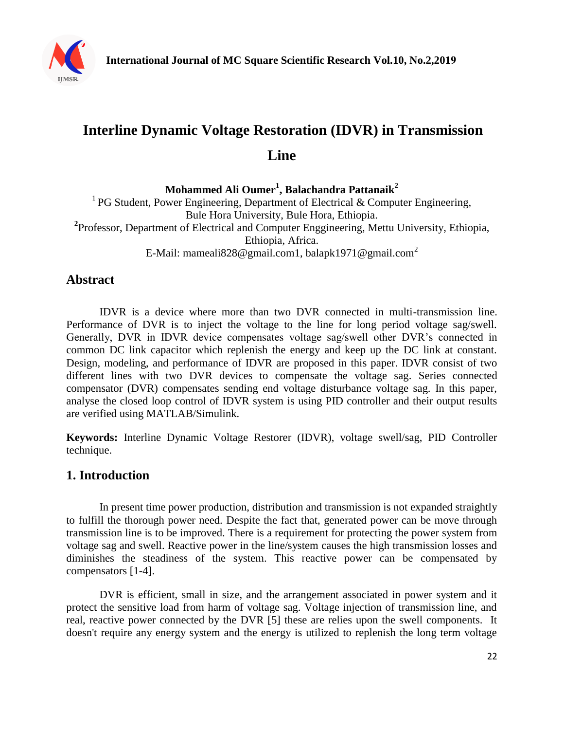# Interline Dynamic Voltage Restoration (IDVR) in Transmission Line

**Mohammed Ali Oumer[1], Balachandra Pattanaik[2]**

[1] PG Student, Power Engineering, Department of Electrical & Computer Engineering, Bule Hora University, Bule Hora, Ethiopia.

[2] Professor, Department of Electrical and Computer Enggineering, Mettu University, Ethiopia, Ethiopia, Africa.

E-Mail: mameali828@gmail.com1, balapk1971@gmail.com2

## Abstract

IDVR is a device where more than two DVR connected in multi-transmission line. Performance of DVR is to inject the voltage to the line for long period voltage sag/swell. Generally, DVR in IDVR device compensates voltage sag/swell other DVR's connected in common DC link capacitor which replenish the energy and keep up the DC link at constant. Design, modeling, and performance of IDVR are proposed in this paper. IDVR consist of two different lines with two DVR devices to compensate the voltage sag. Series connected compensator (DVR) compensates sending end voltage disturbance voltage sag. In this paper, analyse the closed loop control of IDVR system is using PID controller and their output results are verified using MATLAB/Simulink.

**Keywords:** Interline Dynamic Voltage Restorer (IDVR), voltage swell/sag, PID Controller technique.

## 1. Introduction

In present time power production, distribution and transmission is not expanded straightly to fulfill the thorough power need. Despite the fact that, generated power can be move through transmission line is to be improved. There is a requirement for protecting the power system from voltage sag and swell. Reactive power in the line/system causes the high transmission losses and diminishes the steadiness of the system. This reactive power can be compensated by compensators [1-4].

DVR is efficient, small in size, and the arrangement associated in power system and it protect the sensitive load from harm of voltage sag. Voltage injection of transmission line, and real, reactive power connected by the DVR [5] these are relies upon the swell components. It doesn't require any energy system and the energy is utilized to replenish the long term voltage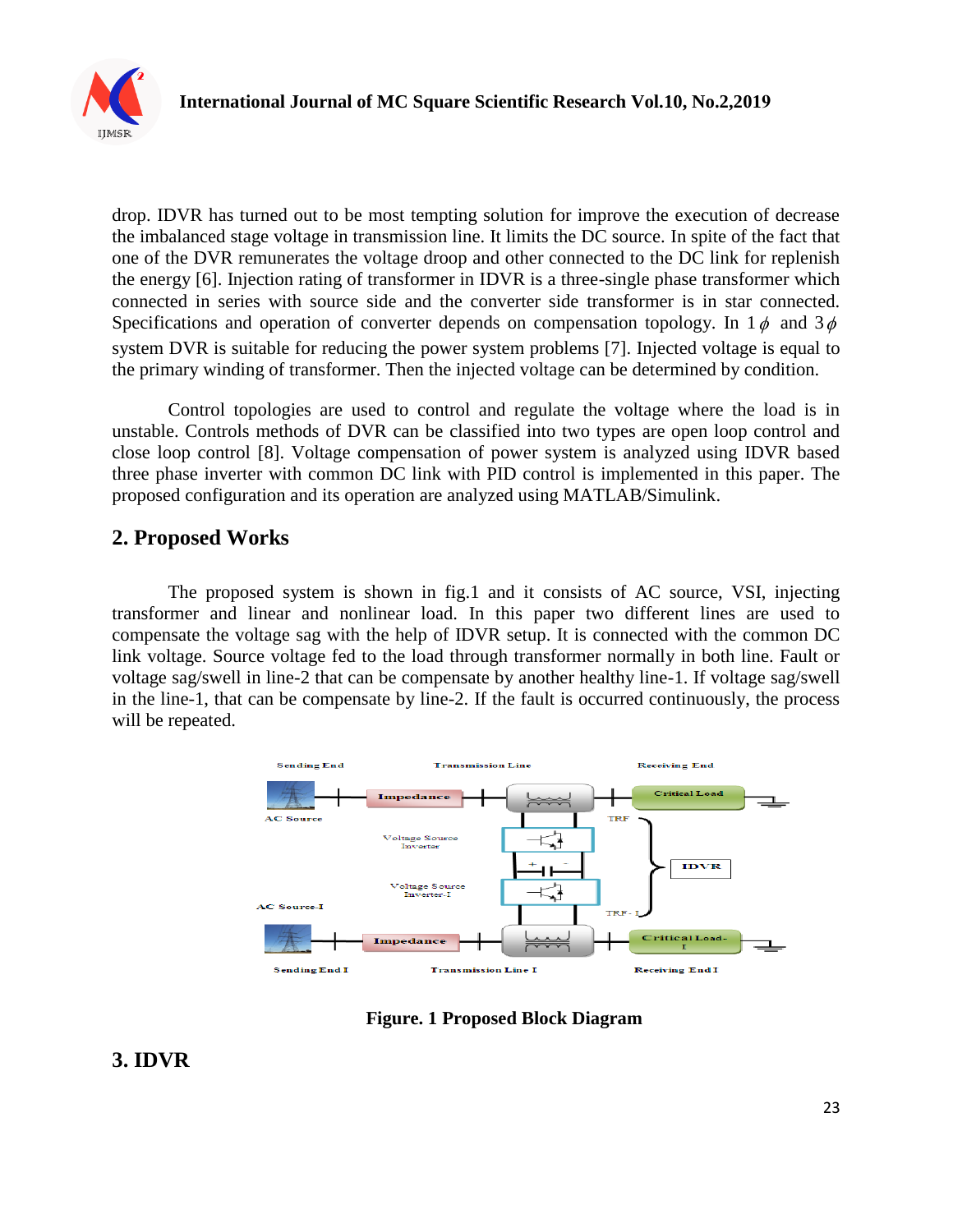drop. IDVR has turned out to be most tempting solution for improve the execution of decrease the imbalanced stage voltage in transmission line. It limits the DC source. In spite of the fact that one of the DVR remunerates the voltage droop and other connected to the DC link for replenish the energy [6]. Injection rating of transformer in IDVR is a three-single phase transformer which connected in series with source side and the converter side transformer is in star connected. Specifications and operation of converter depends on compensation topology. In $1\phi$ and $3\phi$ system DVR is suitable for reducing the power system problems [7]. Injected voltage is equal to the primary winding of transformer. Then the injected voltage can be determined by condition.

Control topologies are used to control and regulate the voltage where the load is in unstable. Controls methods of DVR can be classified into two types are open loop control and close loop control [8]. Voltage compensation of power system is analyzed using IDVR based three phase inverter with common DC link with PID control is implemented in this paper. The proposed configuration and its operation are analyzed using MATLAB/Simulink.

## 2. Proposed Works

The proposed system is shown in fig.1 and it consists of AC source, VSI, injecting transformer and linear and nonlinear load. In this paper two different lines are used to compensate the voltage sag with the help of IDVR setup. It is connected with the common DC link voltage. Source voltage fed to the load through transformer normally in both line. Fault or voltage sag/swell in line-2 that can be compensate by another healthy line-1. If voltage sag/swell in the line-1, that can be compensate by line-2. If the fault is occurred continuously, the process will be repeated.

**Figure. 1 Proposed Block Diagram**

## 3. IDVR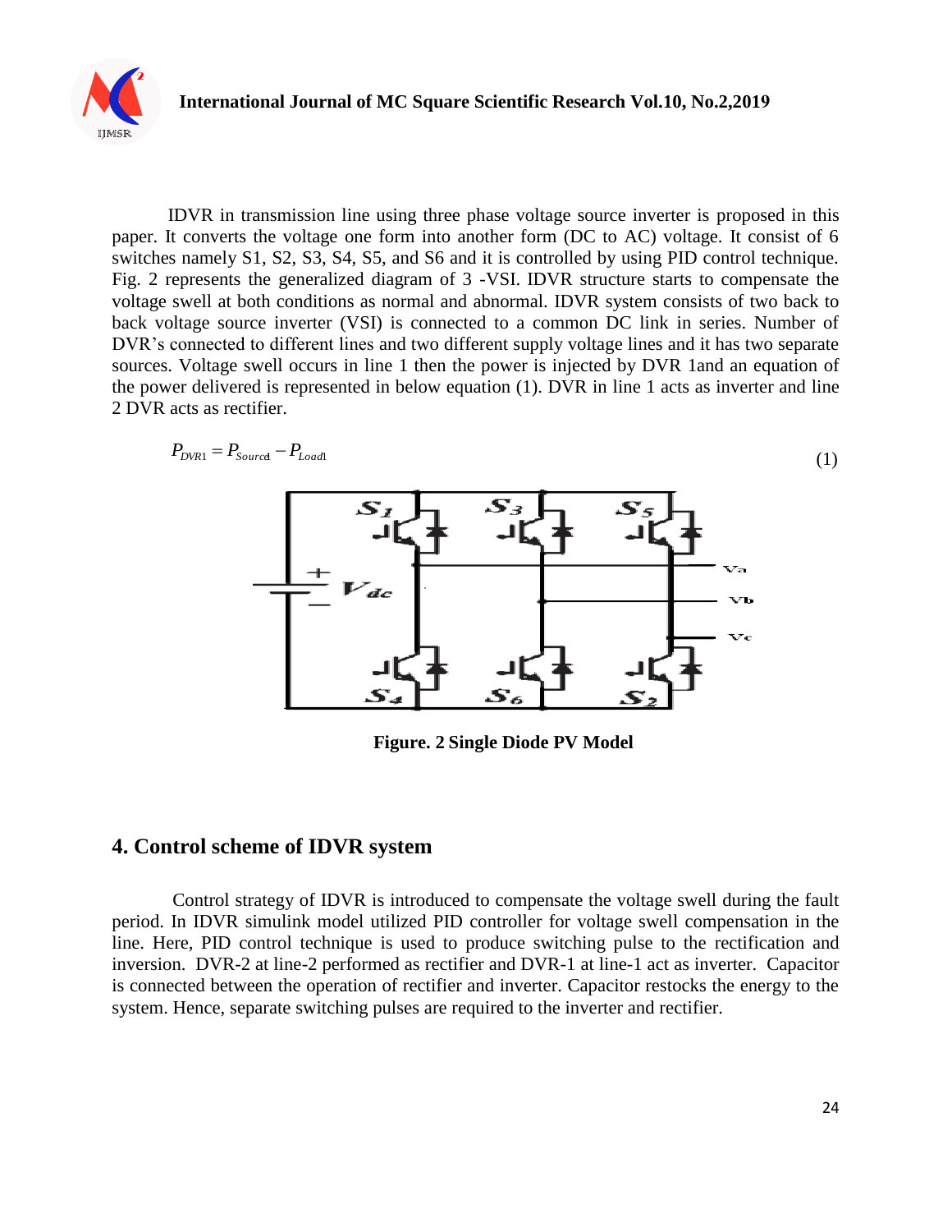IDVR in transmission line using three phase voltage source inverter is proposed in this paper. It converts the voltage one form into another form (DC to AC) voltage. It consist of 6 switches namely S1, S2, S3, S4, S5, and S6 and it is controlled by using PID control technique. Fig. 2 represents the generalized diagram of 3 -VSI. IDVR structure starts to compensate the voltage swell at both conditions as normal and abnormal. IDVR system consists of two back to back voltage source inverter (VSI) is connected to a common DC link in series. Number of DVR's connected to different lines and two different supply voltage lines and it has two separate sources. Voltage swell occurs in line 1 then the power is injected by DVR 1and an equation of the power delivered is represented in below equation (1). DVR in line 1 acts as inverter and line 2 DVR acts as rectifier.

$$P_{DVR1} = P_{Source1} - P_{Load1} \tag{1}$$

**Figure. 2 Single Diode PV Model**

## 4. Control scheme of IDVR system

Control strategy of IDVR is introduced to compensate the voltage swell during the fault period. In IDVR simulink model utilized PID controller for voltage swell compensation in the line. Here, PID control technique is used to produce switching pulse to the rectification and inversion. DVR-2 at line-2 performed as rectifier and DVR-1 at line-1 act as inverter. Capacitor is connected between the operation of rectifier and inverter. Capacitor restocks the energy to the system. Hence, separate switching pulses are required to the inverter and rectifier.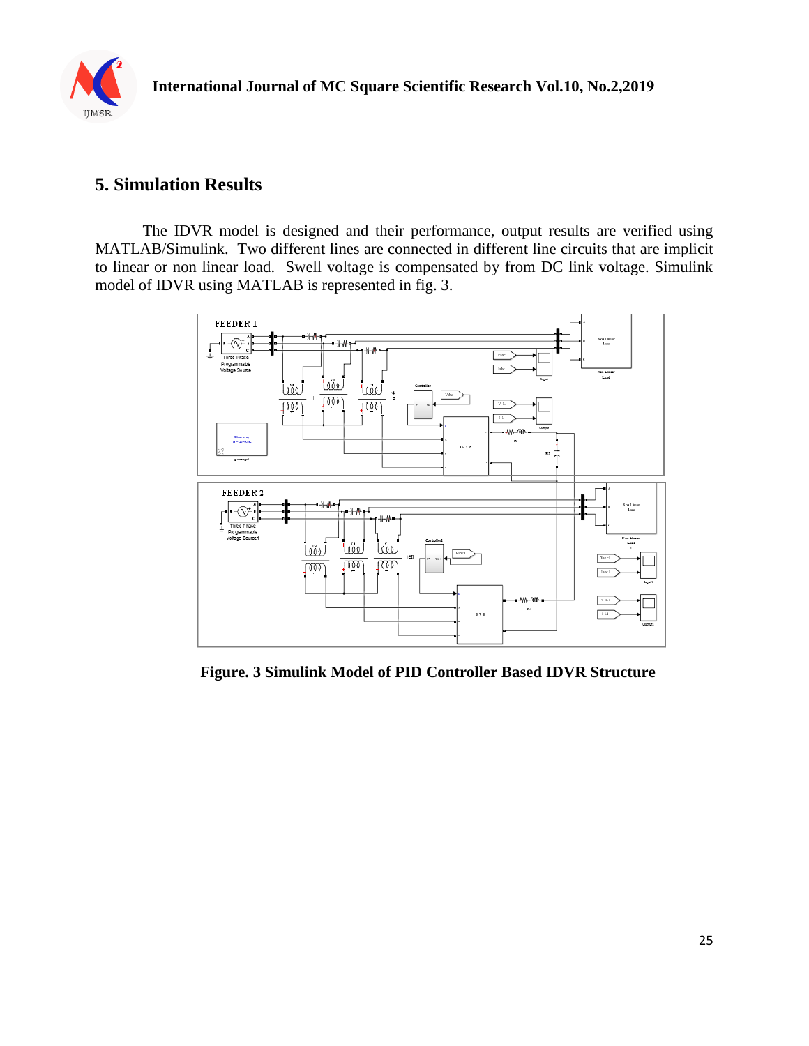## 5. Simulation Results

The IDVR model is designed and their performance, output results are verified using MATLAB/Simulink. Two different lines are connected in different line circuits that are implicit to linear or non linear load. Swell voltage is compensated by from DC link voltage. Simulink model of IDVR using MATLAB is represented in fig. 3.

**Figure. 3 Simulink Model of PID Controller Based IDVR Structure**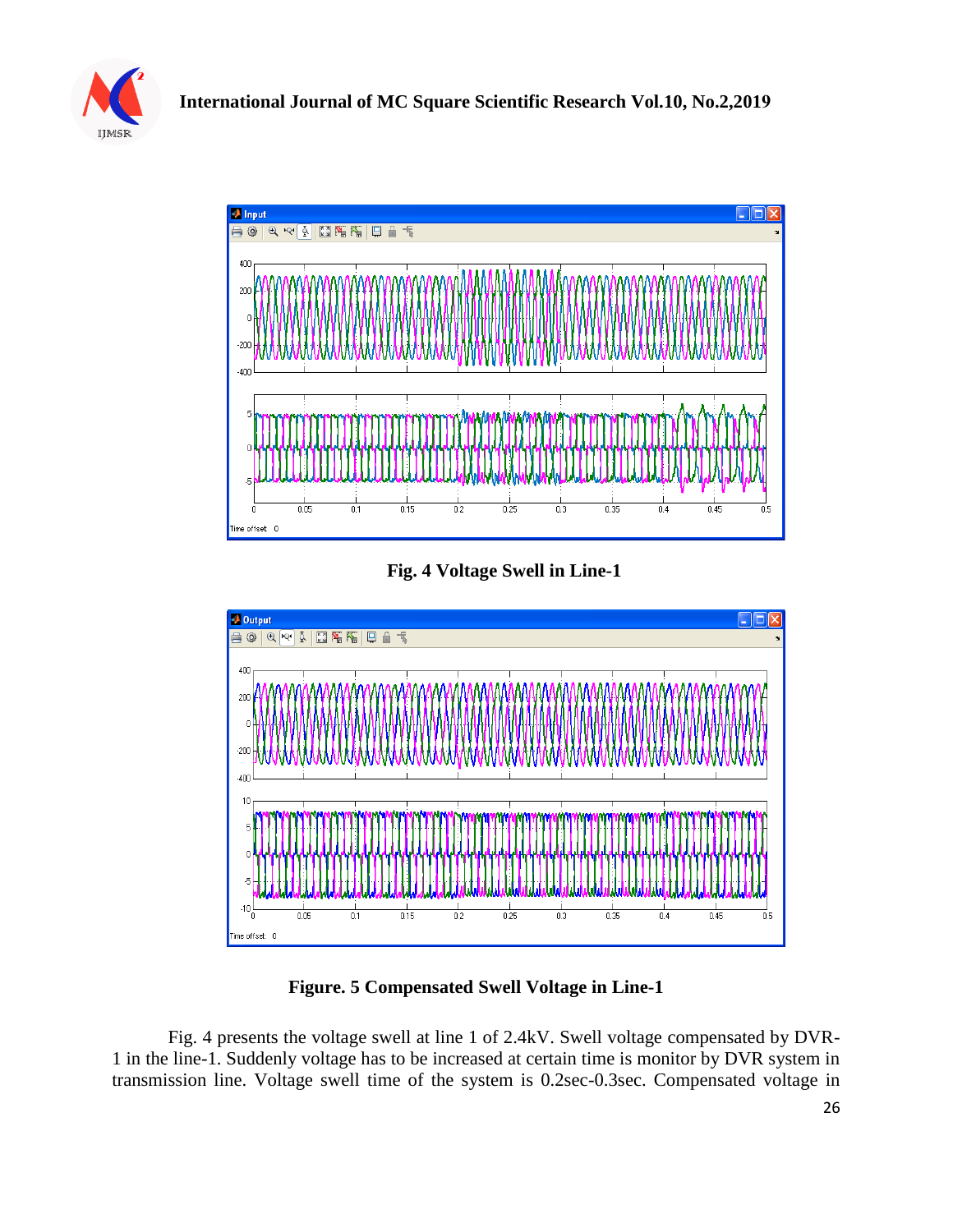Fig. 4 Voltage Swell in Line-1

Figure. 5 Compensated Swell Voltage in Line-1

Fig. 4 presents the voltage swell at line 1 of 2.4kV. Swell voltage compensated by DVR-1 in the line-1. Suddenly voltage has to be increased at certain time is monitor by DVR system in transmission line. Voltage swell time of the system is 0.2sec-0.3sec. Compensated voltage in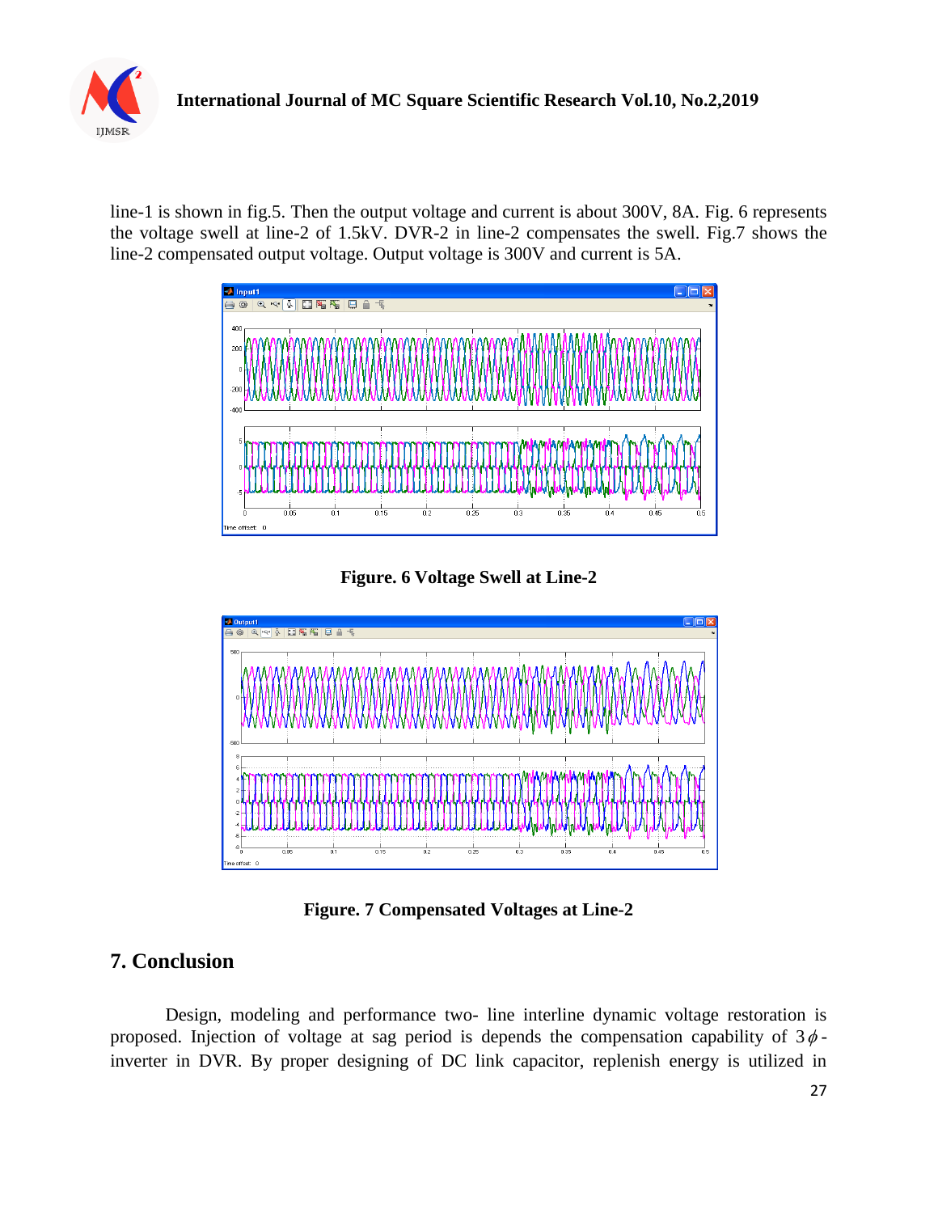line-1 is shown in fig.5. Then the output voltage and current is about 300V, 8A. Fig. 6 represents the voltage swell at line-2 of 1.5kV. DVR-2 in line-2 compensates the swell. Fig.7 shows the line-2 compensated output voltage. Output voltage is 300V and current is 5A.

**Figure. 6 Voltage Swell at Line-2**

**Figure. 7 Compensated Voltages at Line-2**

## 7. Conclusion

Design, modeling and performance two- line interline dynamic voltage restoration is proposed. Injection of voltage at sag period is depends the compensation capability of $3\phi$-inverter in DVR. By proper designing of DC link capacitor, replenish energy is utilized in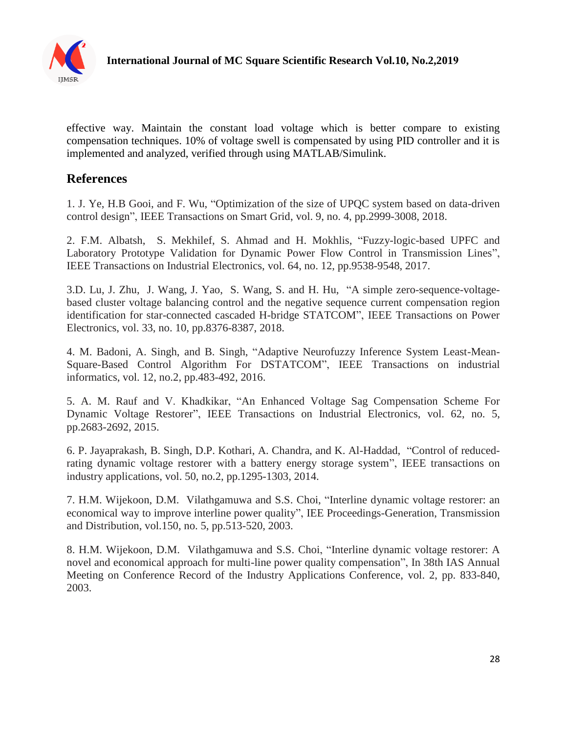effective way. Maintain the constant load voltage which is better compare to existing compensation techniques. 10% of voltage swell is compensated by using PID controller and it is implemented and analyzed, verified through using MATLAB/Simulink.

## References

1. J. Ye, H.B Gooi, and F. Wu, "Optimization of the size of UPQC system based on data-driven control design", IEEE Transactions on Smart Grid, vol. 9, no. 4, pp.2999-3008, 2018.

2. F.M. Albatsh, S. Mekhilef, S. Ahmad and H. Mokhlis, "Fuzzy-logic-based UPFC and Laboratory Prototype Validation for Dynamic Power Flow Control in Transmission Lines", IEEE Transactions on Industrial Electronics, vol. 64, no. 12, pp.9538-9548, 2017.

3.D. Lu, J. Zhu, J. Wang, J. Yao, S. Wang, S. and H. Hu, "A simple zero-sequence-voltage-based cluster voltage balancing control and the negative sequence current compensation region identification for star-connected cascaded H-bridge STATCOM", IEEE Transactions on Power Electronics, vol. 33, no. 10, pp.8376-8387, 2018.

4. M. Badoni, A. Singh, and B. Singh, "Adaptive Neurofuzzy Inference System Least-Mean-Square-Based Control Algorithm For DSTATCOM", IEEE Transactions on industrial informatics, vol. 12, no.2, pp.483-492, 2016.

5. A. M. Rauf and V. Khadkikar, "An Enhanced Voltage Sag Compensation Scheme For Dynamic Voltage Restorer", IEEE Transactions on Industrial Electronics, vol. 62, no. 5, pp.2683-2692, 2015.

6. P. Jayaprakash, B. Singh, D.P. Kothari, A. Chandra, and K. Al-Haddad, "Control of reduced-rating dynamic voltage restorer with a battery energy storage system", IEEE transactions on industry applications, vol. 50, no.2, pp.1295-1303, 2014.

7. H.M. Wijekoon, D.M. Vilathgamuwa and S.S. Choi, "Interline dynamic voltage restorer: an economical way to improve interline power quality", IEE Proceedings-Generation, Transmission and Distribution, vol.150, no. 5, pp.513-520, 2003.

8. H.M. Wijekoon, D.M. Vilathgamuwa and S.S. Choi, "Interline dynamic voltage restorer: A novel and economical approach for multi-line power quality compensation", In 38th IAS Annual Meeting on Conference Record of the Industry Applications Conference, vol. 2, pp. 833-840, 2003.